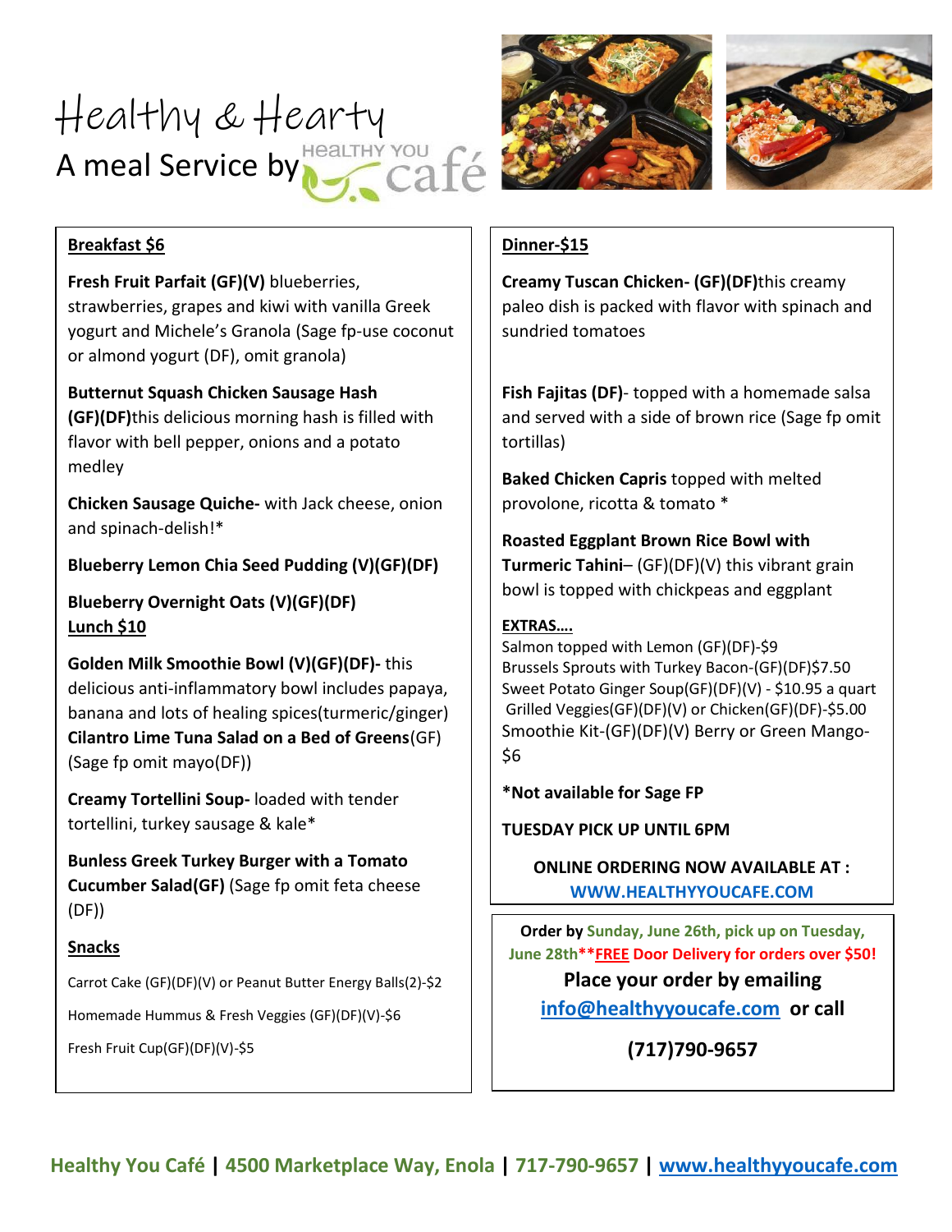# Healthy & Hearty

A meal Service by Healthy You café

**Breakfast $6**

**Fresh Fruit Parfait (GF)(V)** blueberries, strawberries, grapes and kiwi with vanilla Greek yogurt and Michele's Granola (Sage fp-use coconut or almond yogurt (DF), omit granola)

**Butternut Squash Chicken Sausage Hash (GF)(DF)**this delicious morning hash is filled with flavor with bell pepper, onions and a potato medley

**Chicken Sausage Quiche-** with Jack cheese, onion and spinach-delish!*

**Blueberry Lemon Chia Seed Pudding (V)(GF)(DF)**

**Blueberry Overnight Oats (V)(GF)(DF)**

**Lunch $10**

**Golden Milk Smoothie Bowl (V)(GF)(DF)-** this delicious anti-inflammatory bowl includes papaya, banana and lots of healing spices(turmeric/ginger)

**Cilantro Lime Tuna Salad on a Bed of Greens**(GF) (Sage fp omit mayo(DF))

**Creamy Tortellini Soup-** loaded with tender tortellini, turkey sausage & kale*

**Bunless Greek Turkey Burger with a Tomato Cucumber Salad(GF)** (Sage fp omit feta cheese (DF))

**Snacks**

Carrot Cake (GF)(DF)(V) or Peanut Butter Energy Balls(2)-$2

Homemade Hummus & Fresh Veggies (GF)(DF)(V)-$6

Fresh Fruit Cup(GF)(DF)(V)-$5

**Dinner-$15**

**Creamy Tuscan Chicken- (GF)(DF)**this creamy paleo dish is packed with flavor with spinach and sundried tomatoes

**Fish Fajitas (DF)**- topped with a homemade salsa and served with a side of brown rice (Sage fp omit tortillas)

**Baked Chicken Capris** topped with melted provolone, ricotta & tomato *

**Roasted Eggplant Brown Rice Bowl with Turmeric Tahini**– (GF)(DF)(V) this vibrant grain bowl is topped with chickpeas and eggplant

**EXTRAS….**

Salmon topped with Lemon (GF)(DF)-$9
Brussels Sprouts with Turkey Bacon-(GF)(DF)$7.50
Sweet Potato Ginger Soup(GF)(DF)(V) - $10.95 a quart
Grilled Veggies(GF)(DF)(V) or Chicken(GF)(DF)-$5.00
Smoothie Kit-(GF)(DF)(V) Berry or Green Mango-$6

**\*Not available for Sage FP**

**TUESDAY PICK UP UNTIL 6PM**

**ONLINE ORDERING NOW AVAILABLE AT : WWW.HEALTHYYOUCAFE.COM**

**Order by Sunday, June 26th, pick up on Tuesday, June 28th\*\*FREE Door Delivery for orders over $50!**

**Place your order by emailing info@healthyyoucafe.com or call**

**(717)790-9657**

**Healthy You Café | 4500 Marketplace Way, Enola | 717-790-9657 | www.healthyyoucafe.com**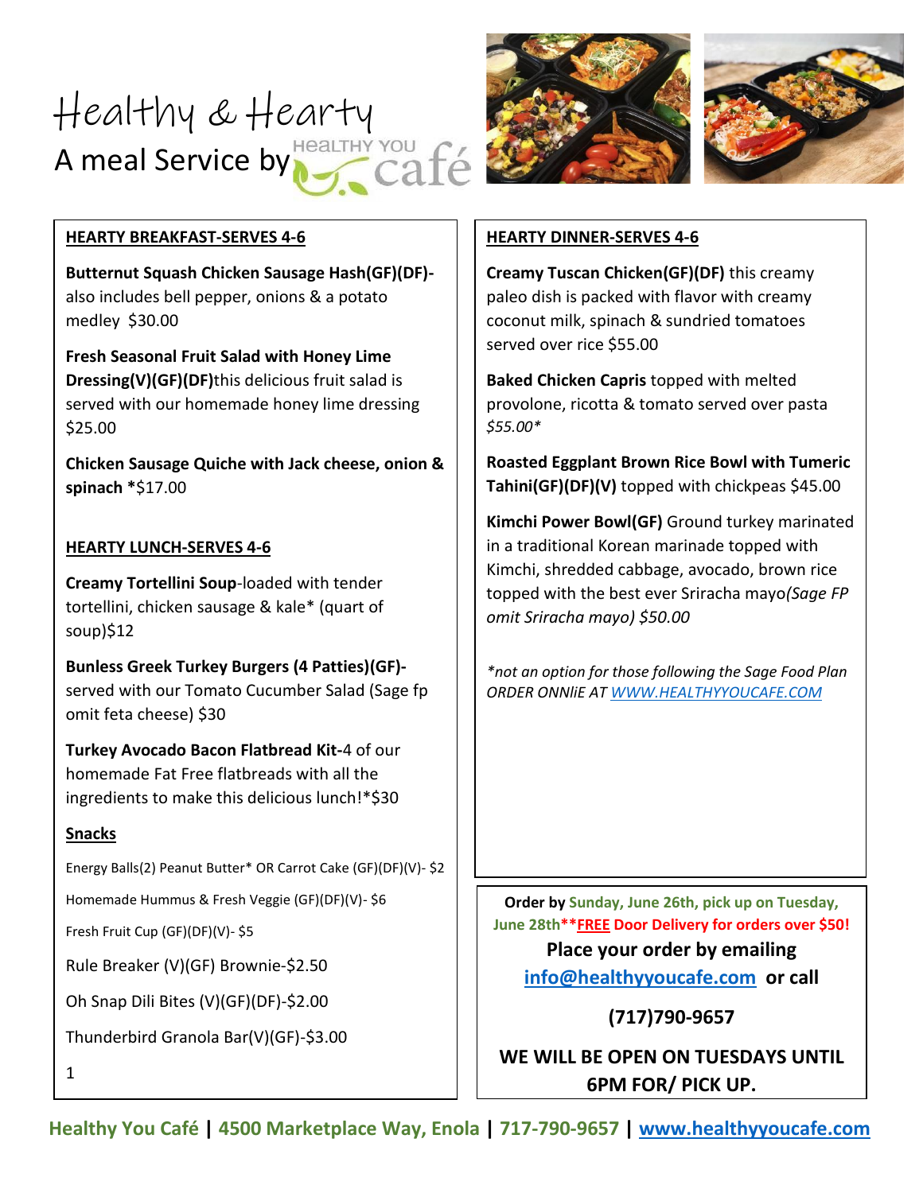# Healthy & Hearty

A meal Service by Healthy You café

**HEARTY BREAKFAST-SERVES 4-6**

**Butternut Squash Chicken Sausage Hash(GF)(DF)-** also includes bell pepper, onions & a potato medley $30.00

**Fresh Seasonal Fruit Salad with Honey Lime Dressing(V)(GF)(DF)** this delicious fruit salad is served with our homemade honey lime dressing $25.00

**Chicken Sausage Quiche with Jack cheese, onion & spinach *** $17.00

**HEARTY LUNCH-SERVES 4-6**

**Creamy Tortellini Soup**-loaded with tender tortellini, chicken sausage & kale* (quart of soup)$12

**Bunless Greek Turkey Burgers (4 Patties)(GF)-** served with our Tomato Cucumber Salad (Sage fp omit feta cheese) $30

**Turkey Avocado Bacon Flatbread Kit-**4 of our homemade Fat Free flatbreads with all the ingredients to make this delicious lunch!*$30

**Snacks**

Energy Balls(2) Peanut Butter* OR Carrot Cake (GF)(DF)(V)- $2

Homemade Hummus & Fresh Veggie (GF)(DF)(V)- $6

Fresh Fruit Cup (GF)(DF)(V)- $5

Rule Breaker (V)(GF) Brownie-$2.50

Oh Snap Dili Bites (V)(GF)(DF)-$2.00

Thunderbird Granola Bar(V)(GF)-$3.00

1

**HEARTY DINNER-SERVES 4-6**

**Creamy Tuscan Chicken(GF)(DF)** this creamy paleo dish is packed with flavor with creamy coconut milk, spinach & sundried tomatoes served over rice $55.00

**Baked Chicken Capris** topped with melted provolone, ricotta & tomato served over pasta *$55.00**

**Roasted Eggplant Brown Rice Bowl with Tumeric Tahini(GF)(DF)(V)** topped with chickpeas $45.00

**Kimchi Power Bowl(GF)** Ground turkey marinated in a traditional Korean marinade topped with Kimchi, shredded cabbage, avocado, brown rice topped with the best ever Sriracha mayo*(Sage FP omit Sriracha mayo) $50.00*

*\*not an option for those following the Sage Food Plan*
*ORDER ONNliE AT WWW.HEALTHYYOUCAFE.COM*

**Order by Sunday, June 26th, pick up on Tuesday, June 28th**FREE Door Delivery for orders over $50!**

**Place your order by emailing info@healthyyoucafe.com or call**

**(717)790-9657**

**WE WILL BE OPEN ON TUESDAYS UNTIL 6PM FOR/ PICK UP.**

**Healthy You Café | 4500 Marketplace Way, Enola | 717-790-9657 | www.healthyyoucafe.com**